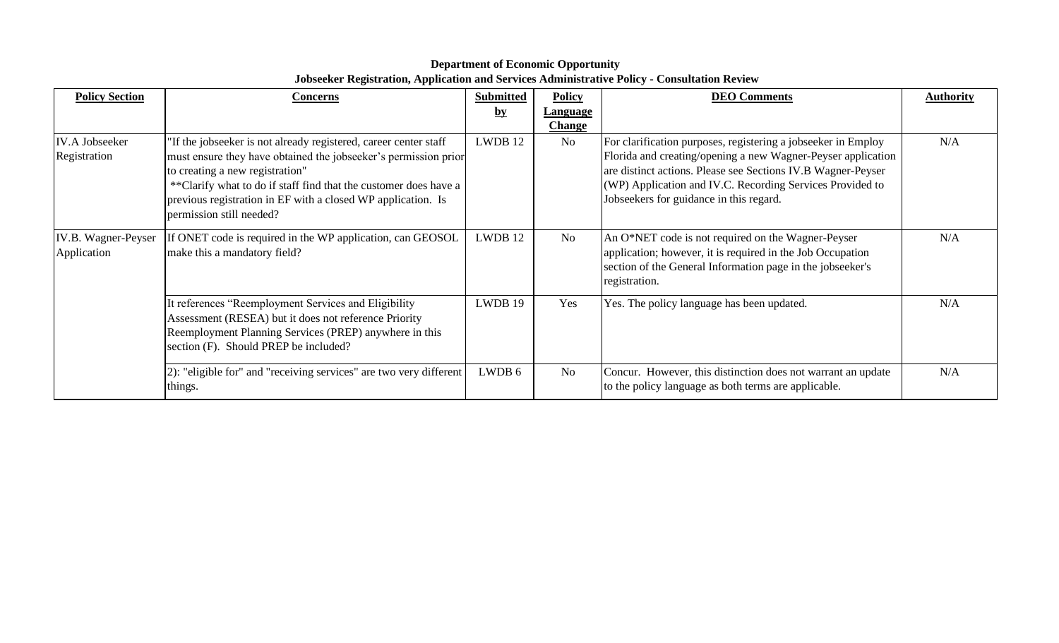**Department of Economic Opportunity**
**Jobseeker Registration, Application and Services Administrative Policy - Consultation Review**

| Policy Section | Concerns | Submitted by | Policy Language Change | DEO Comments | Authority |
|---|---|---|---|---|---|
| IV.A Jobseeker Registration | "If the jobseeker is not already registered, career center staff must ensure they have obtained the jobseeker's permission prior to creating a new registration" **Clarify what to do if staff find that the customer does have a previous registration in EF with a closed WP application. Is permission still needed? | LWDB 12 | No | For clarification purposes, registering a jobseeker in Employ Florida and creating/opening a new Wagner-Peyser application are distinct actions. Please see Sections IV.B Wagner-Peyser (WP) Application and IV.C. Recording Services Provided to Jobseekers for guidance in this regard. | N/A |
| IV.B. Wagner-Peyser Application | If ONET code is required in the WP application, can GEOSOL make this a mandatory field? | LWDB 12 | No | An O*NET code is not required on the Wagner-Peyser application; however, it is required in the Job Occupation section of the General Information page in the jobseeker's registration. | N/A |
| | It references "Reemployment Services and Eligibility Assessment (RESEA) but it does not reference Priority Reemployment Planning Services (PREP) anywhere in this section (F). Should PREP be included? | LWDB 19 | Yes | Yes. The policy language has been updated. | N/A |
| | 2): "eligible for" and "receiving services" are two very different things. | LWDB 6 | No | Concur. However, this distinction does not warrant an update to the policy language as both terms are applicable. | N/A |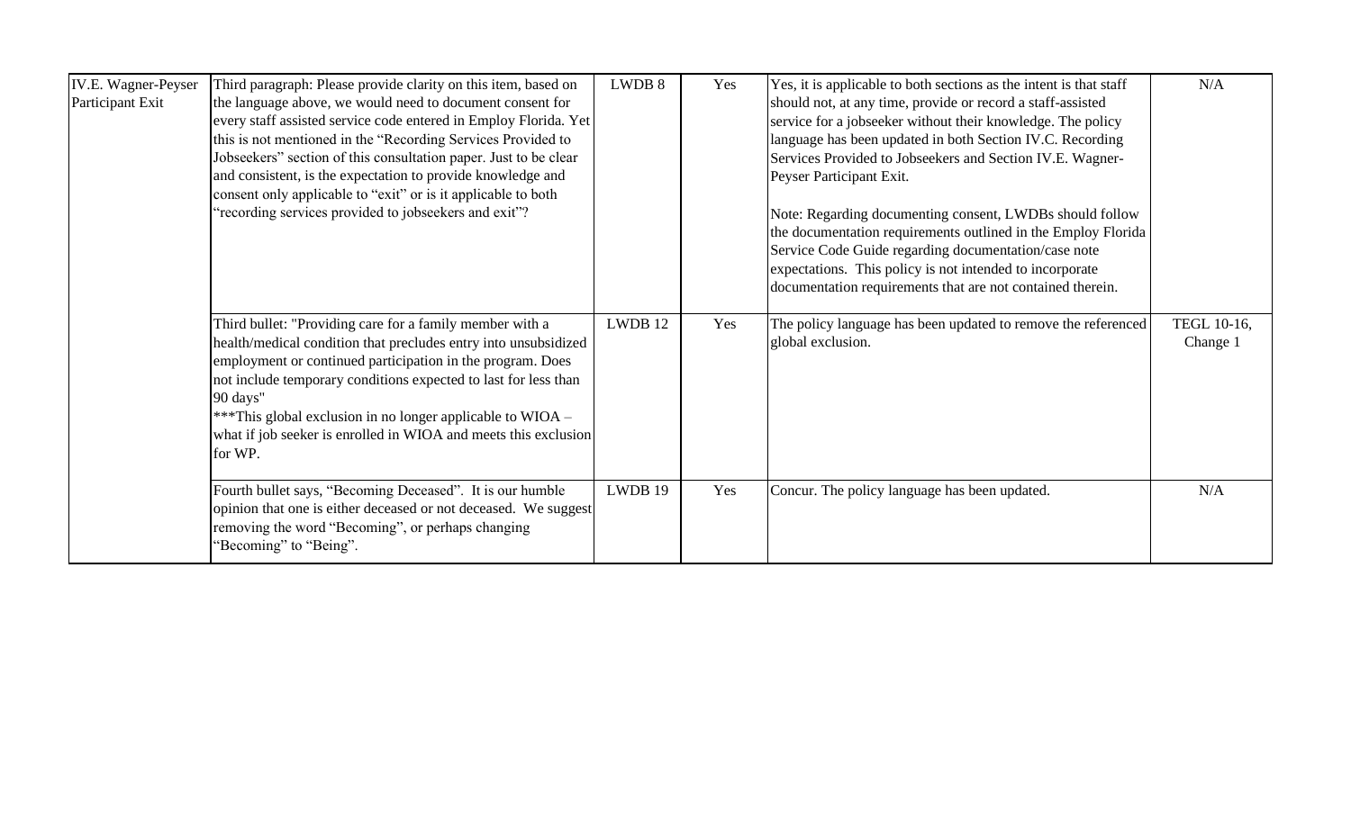| | | | | | |
|---|---|---|---|---|---|
| IV.E. Wagner-Peyser Participant Exit | Third paragraph: Please provide clarity on this item, based on the language above, we would need to document consent for every staff assisted service code entered in Employ Florida. Yet this is not mentioned in the "Recording Services Provided to Jobseekers" section of this consultation paper. Just to be clear and consistent, is the expectation to provide knowledge and consent only applicable to "exit" or is it applicable to both "recording services provided to jobseekers and exit"? | LWDB 8 | Yes | Yes, it is applicable to both sections as the intent is that staff should not, at any time, provide or record a staff-assisted service for a jobseeker without their knowledge. The policy language has been updated in both Section IV.C. Recording Services Provided to Jobseekers and Section IV.E. Wagner-Peyser Participant Exit.<br><br>Note: Regarding documenting consent, LWDBs should follow the documentation requirements outlined in the Employ Florida Service Code Guide regarding documentation/case note expectations. This policy is not intended to incorporate documentation requirements that are not contained therein. | N/A |
| | Third bullet: "Providing care for a family member with a health/medical condition that precludes entry into unsubsidized employment or continued participation in the program. Does not include temporary conditions expected to last for less than 90 days"<br>***This global exclusion in no longer applicable to WIOA – what if job seeker is enrolled in WIOA and meets this exclusion for WP. | LWDB 12 | Yes | The policy language has been updated to remove the referenced global exclusion. | TEGL 10-16, Change 1 |
| | Fourth bullet says, "Becoming Deceased". It is our humble opinion that one is either deceased or not deceased. We suggest removing the word "Becoming", or perhaps changing "Becoming" to "Being". | LWDB 19 | Yes | Concur. The policy language has been updated. | N/A |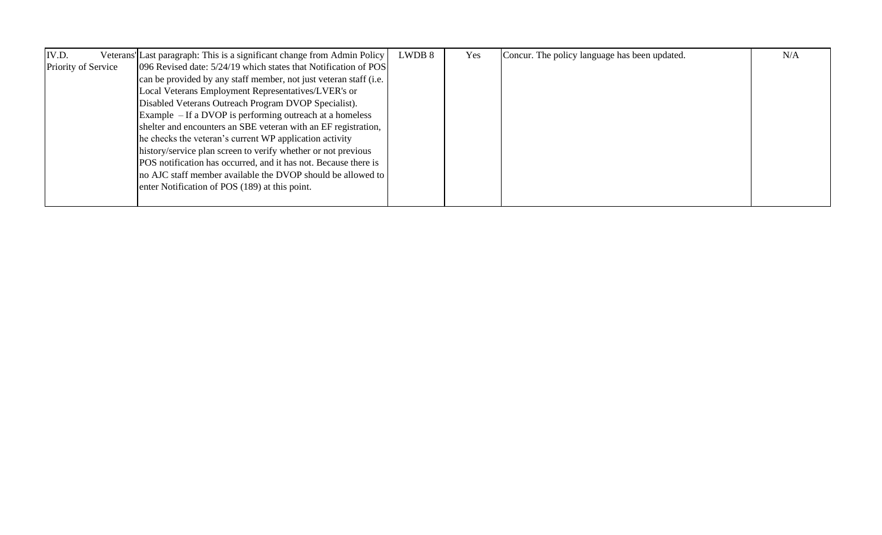| IV.D. Veterans' Priority of Service | Last paragraph: This is a significant change from Admin Policy 096 Revised date: 5/24/19 which states that Notification of POS can be provided by any staff member, not just veteran staff (i.e. Local Veterans Employment Representatives/LVER's or Disabled Veterans Outreach Program DVOP Specialist). Example – If a DVOP is performing outreach at a homeless shelter and encounters an SBE veteran with an EF registration, he checks the veteran's current WP application activity history/service plan screen to verify whether or not previous POS notification has occurred, and it has not. Because there is no AJC staff member available the DVOP should be allowed to enter Notification of POS (189) at this point. | LWDB 8 | Yes | Concur. The policy language has been updated. | N/A |
|---|---|---|---|---|---|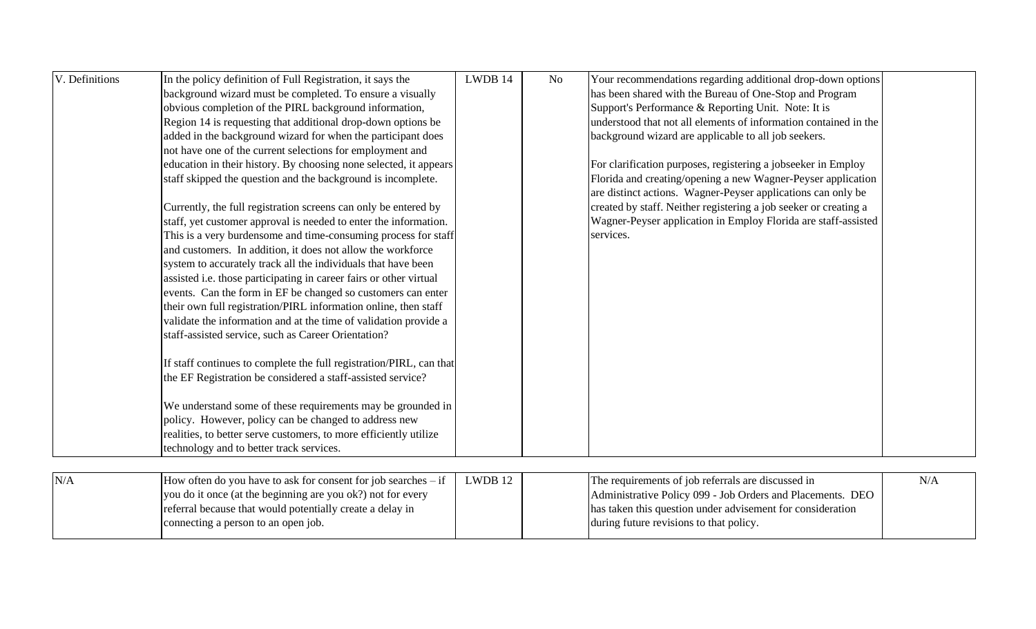| | | | | | |
|---|---|---|---|---|---|
| V. Definitions | In the policy definition of Full Registration, it says the background wizard must be completed. To ensure a visually obvious completion of the PIRL background information, Region 14 is requesting that additional drop-down options be added in the background wizard for when the participant does not have one of the current selections for employment and education in their history. By choosing none selected, it appears staff skipped the question and the background is incomplete.<br><br>Currently, the full registration screens can only be entered by staff, yet customer approval is needed to enter the information. This is a very burdensome and time-consuming process for staff and customers. In addition, it does not allow the workforce system to accurately track all the individuals that have been assisted i.e. those participating in career fairs or other virtual events. Can the form in EF be changed so customers can enter their own full registration/PIRL information online, then staff validate the information and at the time of validation provide a staff-assisted service, such as Career Orientation?<br><br>If staff continues to complete the full registration/PIRL, can that the EF Registration be considered a staff-assisted service?<br><br>We understand some of these requirements may be grounded in policy. However, policy can be changed to address new realities, to better serve customers, to more efficiently utilize technology and to better track services. | LWDB 14 | No | Your recommendations regarding additional drop-down options has been shared with the Bureau of One-Stop and Program Support's Performance & Reporting Unit. Note: It is understood that not all elements of information contained in the background wizard are applicable to all job seekers.<br><br>For clarification purposes, registering a jobseeker in Employ Florida and creating/opening a new Wagner-Peyser application are distinct actions. Wagner-Peyser applications can only be created by staff. Neither registering a job seeker or creating a Wagner-Peyser application in Employ Florida are staff-assisted services. | |
| N/A | How often do you have to ask for consent for job searches – if you do it once (at the beginning are you ok?) not for every referral because that would potentially create a delay in connecting a person to an open job. | LWDB 12 | | The requirements of job referrals are discussed in Administrative Policy 099 - Job Orders and Placements. DEO has taken this question under advisement for consideration during future revisions to that policy. | N/A |